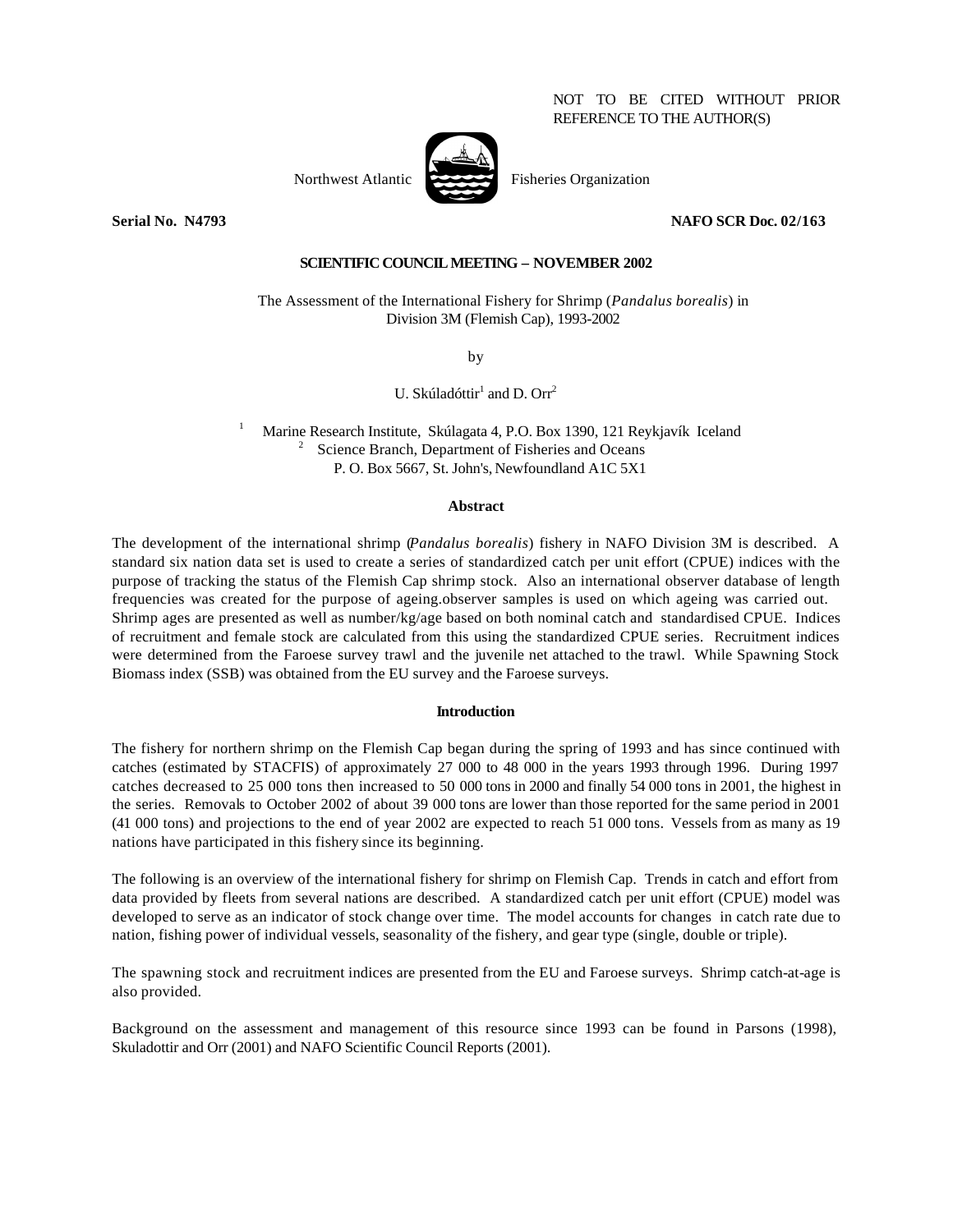NOT TO BE CITED WITHOUT PRIOR REFERENCE TO THE AUTHOR(S)

Northwest Atlantic Fisheries Organization

**Serial No. N4793** **NAFO SCR Doc. 02/163**

**SCIENTIFIC COUNCIL MEETING – NOVEMBER 2002**

# The Assessment of the International Fishery for Shrimp (*Pandalus borealis*) in Division 3M (Flemish Cap), 1993-2002

by

U. Skúladóttir[1] and D. Orr[2]

[1] Marine Research Institute, Skúlagata 4, P.O. Box 1390, 121 Reykjavík Iceland
[2] Science Branch, Department of Fisheries and Oceans
P. O. Box 5667, St. John's, Newfoundland A1C 5X1

## Abstract

The development of the international shrimp (*Pandalus borealis*) fishery in NAFO Division 3M is described. A standard six nation data set is used to create a series of standardized catch per unit effort (CPUE) indices with the purpose of tracking the status of the Flemish Cap shrimp stock. Also an international observer database of length frequencies was created for the purpose of ageing.observer samples is used on which ageing was carried out. Shrimp ages are presented as well as number/kg/age based on both nominal catch and standardised CPUE. Indices of recruitment and female stock are calculated from this using the standardized CPUE series. Recruitment indices were determined from the Faroese survey trawl and the juvenile net attached to the trawl. While Spawning Stock Biomass index (SSB) was obtained from the EU survey and the Faroese surveys.

## Introduction

The fishery for northern shrimp on the Flemish Cap began during the spring of 1993 and has since continued with catches (estimated by STACFIS) of approximately 27 000 to 48 000 in the years 1993 through 1996. During 1997 catches decreased to 25 000 tons then increased to 50 000 tons in 2000 and finally 54 000 tons in 2001, the highest in the series. Removals to October 2002 of about 39 000 tons are lower than those reported for the same period in 2001 (41 000 tons) and projections to the end of year 2002 are expected to reach 51 000 tons. Vessels from as many as 19 nations have participated in this fishery since its beginning.

The following is an overview of the international fishery for shrimp on Flemish Cap. Trends in catch and effort from data provided by fleets from several nations are described. A standardized catch per unit effort (CPUE) model was developed to serve as an indicator of stock change over time. The model accounts for changes in catch rate due to nation, fishing power of individual vessels, seasonality of the fishery, and gear type (single, double or triple).

The spawning stock and recruitment indices are presented from the EU and Faroese surveys. Shrimp catch-at-age is also provided.

Background on the assessment and management of this resource since 1993 can be found in Parsons (1998), Skuladottir and Orr (2001) and NAFO Scientific Council Reports (2001).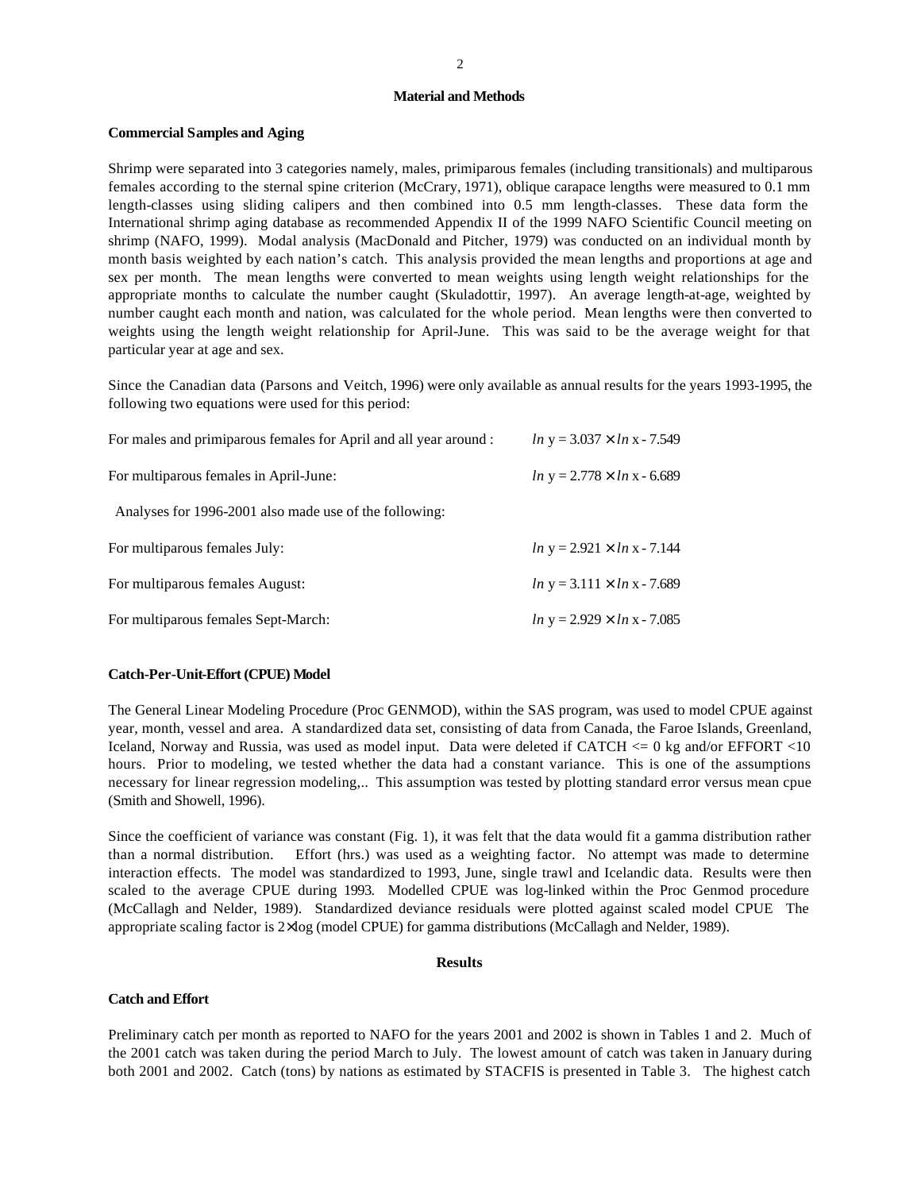## Material and Methods

### Commercial Samples and Aging

Shrimp were separated into 3 categories namely, males, primiparous females (including transitionals) and multiparous females according to the sternal spine criterion (McCrary, 1971), oblique carapace lengths were measured to 0.1 mm length-classes using sliding calipers and then combined into 0.5 mm length-classes. These data form the International shrimp aging database as recommended Appendix II of the 1999 NAFO Scientific Council meeting on shrimp (NAFO, 1999). Modal analysis (MacDonald and Pitcher, 1979) was conducted on an individual month by month basis weighted by each nation's catch. This analysis provided the mean lengths and proportions at age and sex per month. The mean lengths were converted to mean weights using length weight relationships for the appropriate months to calculate the number caught (Skuladottir, 1997). An average length-at-age, weighted by number caught each month and nation, was calculated for the whole period. Mean lengths were then converted to weights using the length weight relationship for April-June. This was said to be the average weight for that particular year at age and sex.

Since the Canadian data (Parsons and Veitch, 1996) were only available as annual results for the years 1993-1995, the following two equations were used for this period:

For males and primiparous females for April and all year around : $\ln y = 3.037 \times \ln x - 7.549$

For multiparous females in April-June: $\ln y = 2.778 \times \ln x - 6.689$

Analyses for 1996-2001 also made use of the following:

For multiparous females July: $\ln y = 2.921 \times \ln x - 7.144$

For multiparous females August: $\ln y = 3.111 \times \ln x - 7.689$

For multiparous females Sept-March: $\ln y = 2.929 \times \ln x - 7.085$

### Catch-Per-Unit-Effort (CPUE) Model

The General Linear Modeling Procedure (Proc GENMOD), within the SAS program, was used to model CPUE against year, month, vessel and area. A standardized data set, consisting of data from Canada, the Faroe Islands, Greenland, Iceland, Norway and Russia, was used as model input. Data were deleted if CATCH <= 0 kg and/or EFFORT <10 hours. Prior to modeling, we tested whether the data had a constant variance. This is one of the assumptions necessary for linear regression modeling,.. This assumption was tested by plotting standard error versus mean cpue (Smith and Showell, 1996).

Since the coefficient of variance was constant (Fig. 1), it was felt that the data would fit a gamma distribution rather than a normal distribution. Effort (hrs.) was used as a weighting factor. No attempt was made to determine interaction effects. The model was standardized to 1993, June, single trawl and Icelandic data. Results were then scaled to the average CPUE during 1993. Modelled CPUE was log-linked within the Proc Genmod procedure (McCallagh and Nelder, 1989). Standardized deviance residuals were plotted against scaled model CPUE The appropriate scaling factor is $2\times\log$ (model CPUE) for gamma distributions (McCallagh and Nelder, 1989).

## Results

### Catch and Effort

Preliminary catch per month as reported to NAFO for the years 2001 and 2002 is shown in Tables 1 and 2. Much of the 2001 catch was taken during the period March to July. The lowest amount of catch was taken in January during both 2001 and 2002. Catch (tons) by nations as estimated by STACFIS is presented in Table 3. The highest catch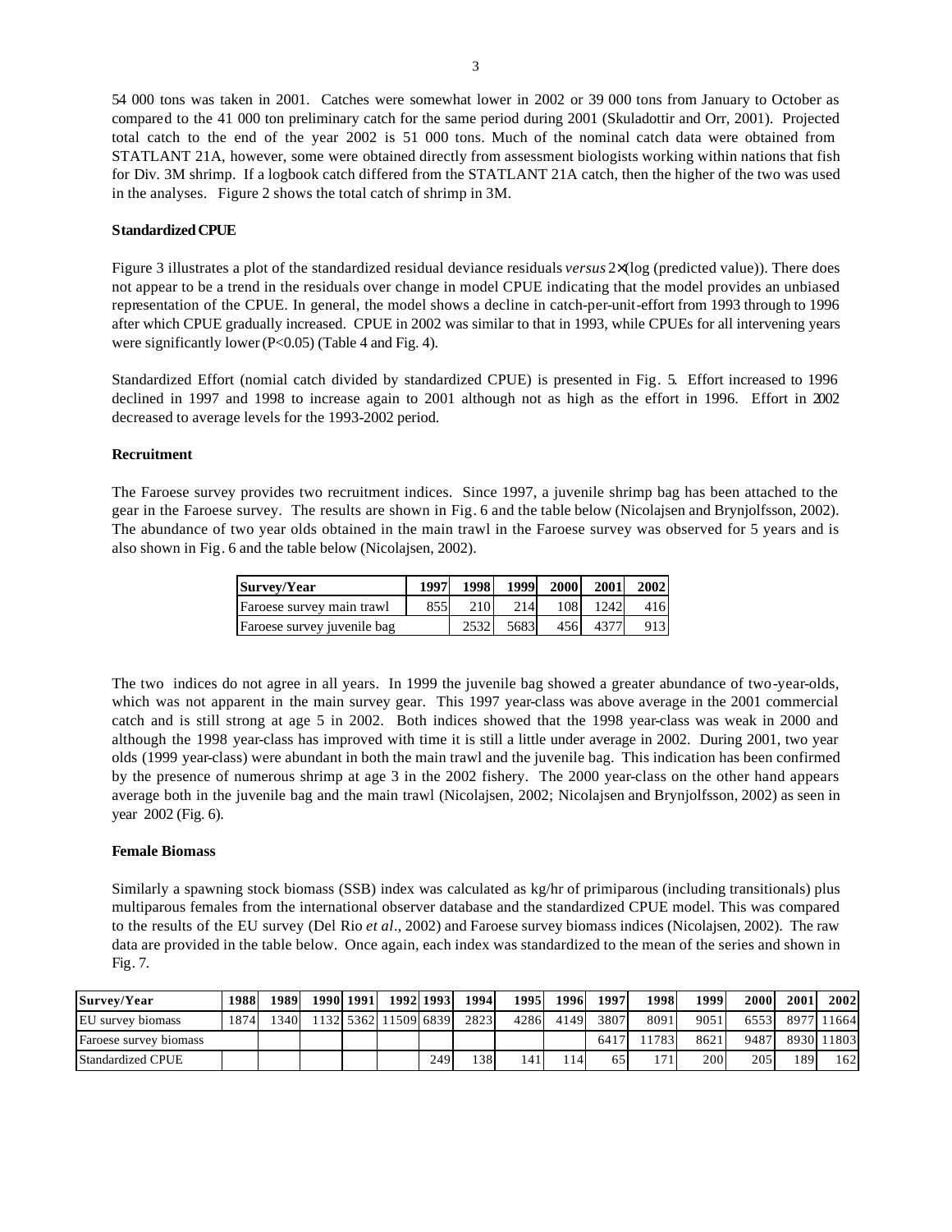54 000 tons was taken in 2001. Catches were somewhat lower in 2002 or 39 000 tons from January to October as compared to the 41 000 ton preliminary catch for the same period during 2001 (Skuladottir and Orr, 2001). Projected total catch to the end of the year 2002 is 51 000 tons. Much of the nominal catch data were obtained from STATLANT 21A, however, some were obtained directly from assessment biologists working within nations that fish for Div. 3M shrimp. If a logbook catch differed from the STATLANT 21A catch, then the higher of the two was used in the analyses. Figure 2 shows the total catch of shrimp in 3M.

**Standardized CPUE**

Figure 3 illustrates a plot of the standardized residual deviance residuals *versus* 2×(log (predicted value)). There does not appear to be a trend in the residuals over change in model CPUE indicating that the model provides an unbiased representation of the CPUE. In general, the model shows a decline in catch-per-unit-effort from 1993 through to 1996 after which CPUE gradually increased. CPUE in 2002 was similar to that in 1993, while CPUEs for all intervening years were significantly lower ($P<0.05$) (Table 4 and Fig. 4).

Standardized Effort (nomial catch divided by standardized CPUE) is presented in Fig. 5. Effort increased to 1996 declined in 1997 and 1998 to increase again to 2001 although not as high as the effort in 1996. Effort in 2002 decreased to average levels for the 1993-2002 period.

**Recruitment**

The Faroese survey provides two recruitment indices. Since 1997, a juvenile shrimp bag has been attached to the gear in the Faroese survey. The results are shown in Fig. 6 and the table below (Nicolajsen and Brynjolfsson, 2002). The abundance of two year olds obtained in the main trawl in the Faroese survey was observed for 5 years and is also shown in Fig. 6 and the table below (Nicolajsen, 2002).

| Survey/Year | 1997 | 1998 | 1999 | 2000 | 2001 | 2002 |
|---|---|---|---|---|---|---|
| Faroese survey main trawl | 855 | 210 | 214 | 108 | 1242 | 416 |
| Faroese survey juvenile bag | | 2532 | 5683 | 456 | 4377 | 913 |

The two indices do not agree in all years. In 1999 the juvenile bag showed a greater abundance of two-year-olds, which was not apparent in the main survey gear. This 1997 year-class was above average in the 2001 commercial catch and is still strong at age 5 in 2002. Both indices showed that the 1998 year-class was weak in 2000 and although the 1998 year-class has improved with time it is still a little under average in 2002. During 2001, two year olds (1999 year-class) were abundant in both the main trawl and the juvenile bag. This indication has been confirmed by the presence of numerous shrimp at age 3 in the 2002 fishery. The 2000 year-class on the other hand appears average both in the juvenile bag and the main trawl (Nicolajsen, 2002; Nicolajsen and Brynjolfsson, 2002) as seen in year 2002 (Fig. 6).

**Female Biomass**

Similarly a spawning stock biomass (SSB) index was calculated as kg/hr of primiparous (including transitionals) plus multiparous females from the international observer database and the standardized CPUE model. This was compared to the results of the EU survey (Del Rio *et al*., 2002) and Faroese survey biomass indices (Nicolajsen, 2002). The raw data are provided in the table below. Once again, each index was standardized to the mean of the series and shown in Fig. 7.

| Survey/Year | 1988 | 1989 | 1990 | 1991 | 1992 | 1993 | 1994 | 1995 | 1996 | 1997 | 1998 | 1999 | 2000 | 2001 | 2002 |
|---|---|---|---|---|---|---|---|---|---|---|---|---|---|---|---|
| EU survey biomass | 1874 | 1340 | 1132 | 5362 | 11509 | 6839 | 2823 | 4286 | 4149 | 3807 | 8091 | 9051 | 6553 | 8977 | 11664 |
| Faroese survey biomass | | | | | | | | | | 6417 | 11783 | 8621 | 9487 | 8930 | 11803 |
| Standardized CPUE | | | | | | 249 | 138 | 141 | 114 | 65 | 171 | 200 | 205 | 189 | 162 |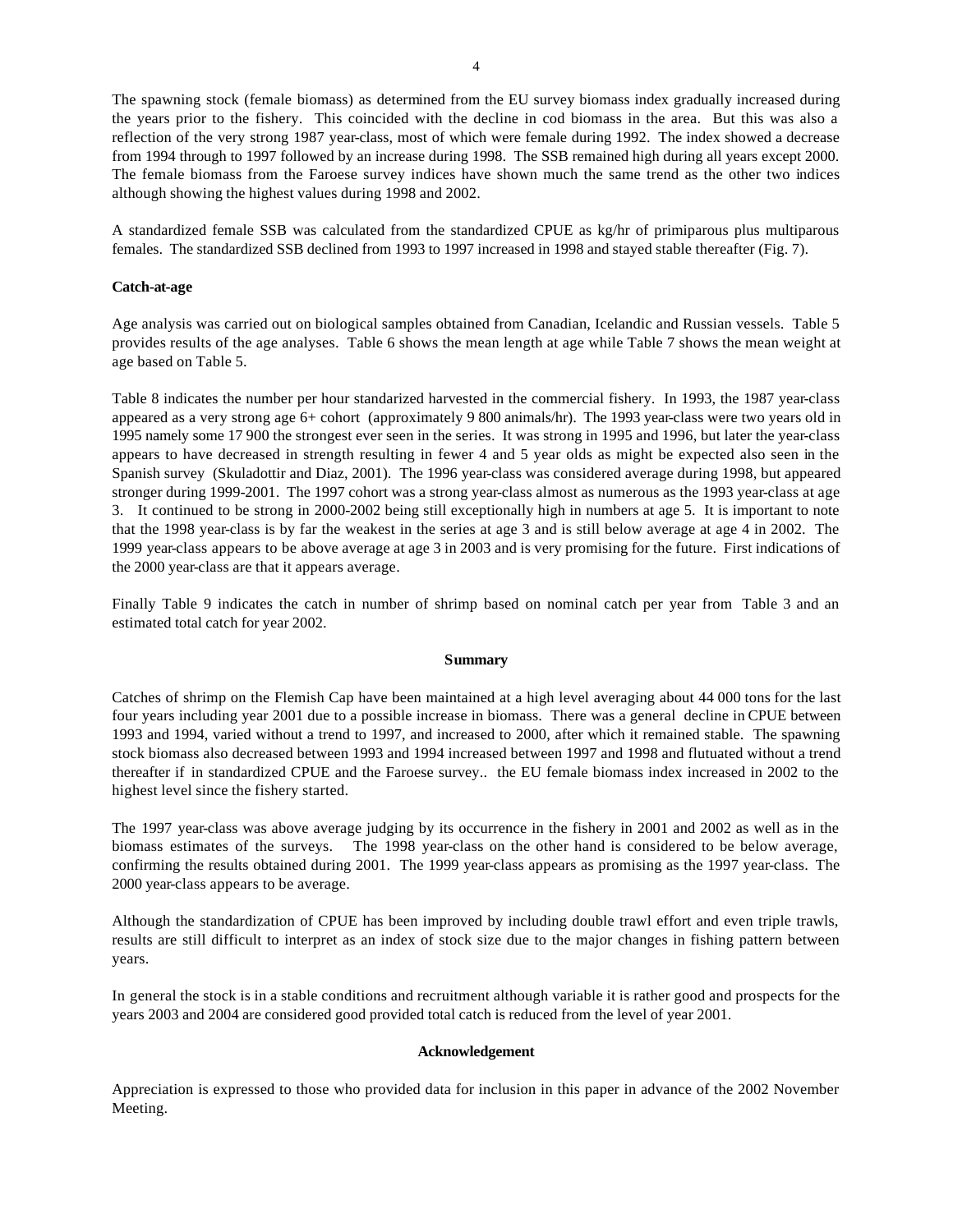The spawning stock (female biomass) as determined from the EU survey biomass index gradually increased during the years prior to the fishery. This coincided with the decline in cod biomass in the area. But this was also a reflection of the very strong 1987 year-class, most of which were female during 1992. The index showed a decrease from 1994 through to 1997 followed by an increase during 1998. The SSB remained high during all years except 2000. The female biomass from the Faroese survey indices have shown much the same trend as the other two indices although showing the highest values during 1998 and 2002.

A standardized female SSB was calculated from the standardized CPUE as kg/hr of primiparous plus multiparous females. The standardized SSB declined from 1993 to 1997 increased in 1998 and stayed stable thereafter (Fig. 7).

**Catch-at-age**

Age analysis was carried out on biological samples obtained from Canadian, Icelandic and Russian vessels. Table 5 provides results of the age analyses. Table 6 shows the mean length at age while Table 7 shows the mean weight at age based on Table 5.

Table 8 indicates the number per hour standarized harvested in the commercial fishery. In 1993, the 1987 year-class appeared as a very strong age 6+ cohort (approximately 9 800 animals/hr). The 1993 year-class were two years old in 1995 namely some 17 900 the strongest ever seen in the series. It was strong in 1995 and 1996, but later the year-class appears to have decreased in strength resulting in fewer 4 and 5 year olds as might be expected also seen in the Spanish survey (Skuladottir and Diaz, 2001). The 1996 year-class was considered average during 1998, but appeared stronger during 1999-2001. The 1997 cohort was a strong year-class almost as numerous as the 1993 year-class at age 3. It continued to be strong in 2000-2002 being still exceptionally high in numbers at age 5. It is important to note that the 1998 year-class is by far the weakest in the series at age 3 and is still below average at age 4 in 2002. The 1999 year-class appears to be above average at age 3 in 2003 and is very promising for the future. First indications of the 2000 year-class are that it appears average.

Finally Table 9 indicates the catch in number of shrimp based on nominal catch per year from Table 3 and an estimated total catch for year 2002.

## Summary

Catches of shrimp on the Flemish Cap have been maintained at a high level averaging about 44 000 tons for the last four years including year 2001 due to a possible increase in biomass. There was a general decline in CPUE between 1993 and 1994, varied without a trend to 1997, and increased to 2000, after which it remained stable. The spawning stock biomass also decreased between 1993 and 1994 increased between 1997 and 1998 and flutuated without a trend thereafter if in standardized CPUE and the Faroese survey.. the EU female biomass index increased in 2002 to the highest level since the fishery started.

The 1997 year-class was above average judging by its occurrence in the fishery in 2001 and 2002 as well as in the biomass estimates of the surveys. The 1998 year-class on the other hand is considered to be below average, confirming the results obtained during 2001. The 1999 year-class appears as promising as the 1997 year-class. The 2000 year-class appears to be average.

Although the standardization of CPUE has been improved by including double trawl effort and even triple trawls, results are still difficult to interpret as an index of stock size due to the major changes in fishing pattern between years.

In general the stock is in a stable conditions and recruitment although variable it is rather good and prospects for the years 2003 and 2004 are considered good provided total catch is reduced from the level of year 2001.

## Acknowledgement

Appreciation is expressed to those who provided data for inclusion in this paper in advance of the 2002 November Meeting.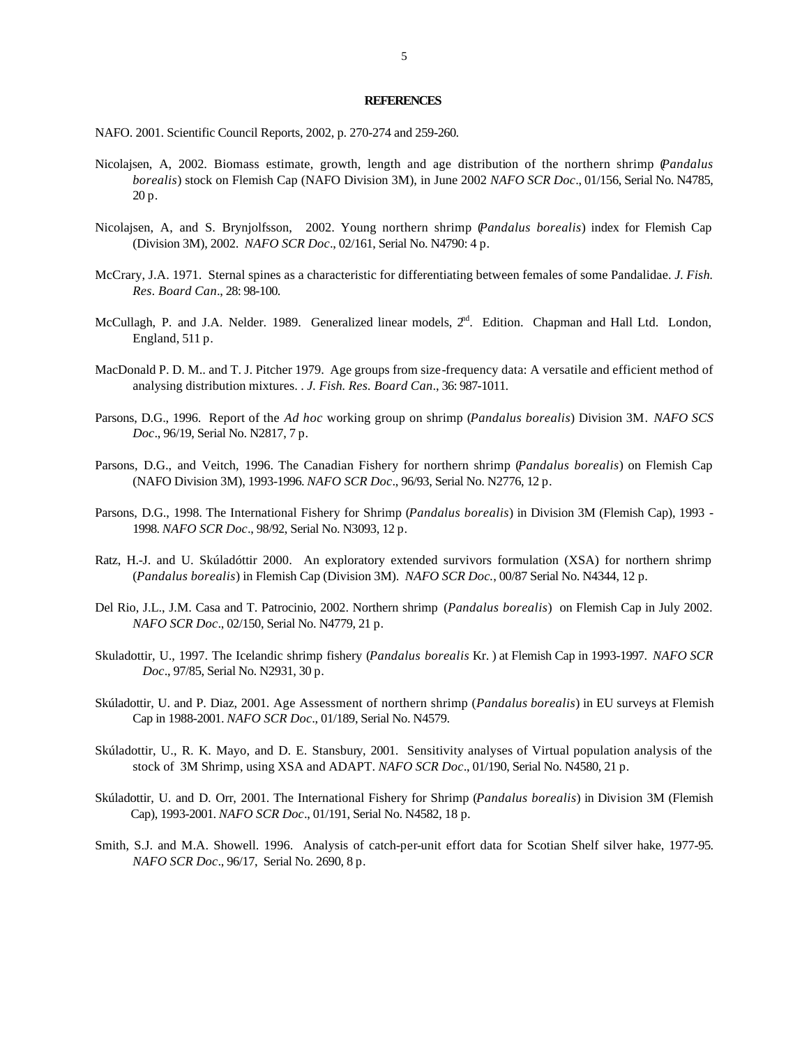## REFERENCES

NAFO. 2001. Scientific Council Reports, 2002, p. 270-274 and 259-260.

Nicolajsen, A, 2002. Biomass estimate, growth, length and age distribution of the northern shrimp (*Pandalus borealis*) stock on Flemish Cap (NAFO Division 3M), in June 2002 *NAFO SCR Doc*., 01/156, Serial No. N4785, 20 p.

Nicolajsen, A, and S. Brynjolfsson, 2002. Young northern shrimp (*Pandalus borealis*) index for Flemish Cap (Division 3M), 2002. *NAFO SCR Doc*., 02/161, Serial No. N4790: 4 p.

McCrary, J.A. 1971. Sternal spines as a characteristic for differentiating between females of some Pandalidae. *J. Fish. Res. Board Can*., 28: 98-100.

McCullagh, P. and J.A. Nelder. 1989. Generalized linear models, 2nd. Edition. Chapman and Hall Ltd. London, England, 511 p.

MacDonald P. D. M.. and T. J. Pitcher 1979. Age groups from size-frequency data: A versatile and efficient method of analysing distribution mixtures. . *J. Fish. Res. Board Can*., 36: 987-1011.

Parsons, D.G., 1996. Report of the *Ad hoc* working group on shrimp (*Pandalus borealis*) Division 3M. *NAFO SCS Doc*., 96/19, Serial No. N2817, 7 p.

Parsons, D.G., and Veitch, 1996. The Canadian Fishery for northern shrimp (*Pandalus borealis*) on Flemish Cap (NAFO Division 3M), 1993-1996. *NAFO SCR Doc*., 96/93, Serial No. N2776, 12 p.

Parsons, D.G., 1998. The International Fishery for Shrimp (*Pandalus borealis*) in Division 3M (Flemish Cap), 1993 - 1998. *NAFO SCR Doc*., 98/92, Serial No. N3093, 12 p.

Ratz, H.-J. and U. Skúladóttir 2000. An exploratory extended survivors formulation (XSA) for northern shrimp (*Pandalus borealis*) in Flemish Cap (Division 3M). *NAFO SCR Doc.*, 00/87 Serial No. N4344, 12 p.

Del Rio, J.L., J.M. Casa and T. Patrocinio, 2002. Northern shrimp (*Pandalus borealis*) on Flemish Cap in July 2002. *NAFO SCR Doc*., 02/150, Serial No. N4779, 21 p.

Skuladottir, U., 1997. The Icelandic shrimp fishery (*Pandalus borealis* Kr. ) at Flemish Cap in 1993-1997. *NAFO SCR Doc*., 97/85, Serial No. N2931, 30 p.

Skúladottir, U. and P. Diaz, 2001. Age Assessment of northern shrimp (*Pandalus borealis*) in EU surveys at Flemish Cap in 1988-2001. *NAFO SCR Doc*., 01/189, Serial No. N4579.

Skúladottir, U., R. K. Mayo, and D. E. Stansbury, 2001. Sensitivity analyses of Virtual population analysis of the stock of 3M Shrimp, using XSA and ADAPT. *NAFO SCR Doc*., 01/190, Serial No. N4580, 21 p.

Skúladottir, U. and D. Orr, 2001. The International Fishery for Shrimp (*Pandalus borealis*) in Division 3M (Flemish Cap), 1993-2001. *NAFO SCR Doc*., 01/191, Serial No. N4582, 18 p.

Smith, S.J. and M.A. Showell. 1996. Analysis of catch-per-unit effort data for Scotian Shelf silver hake, 1977-95. *NAFO SCR Doc*., 96/17, Serial No. 2690, 8 p.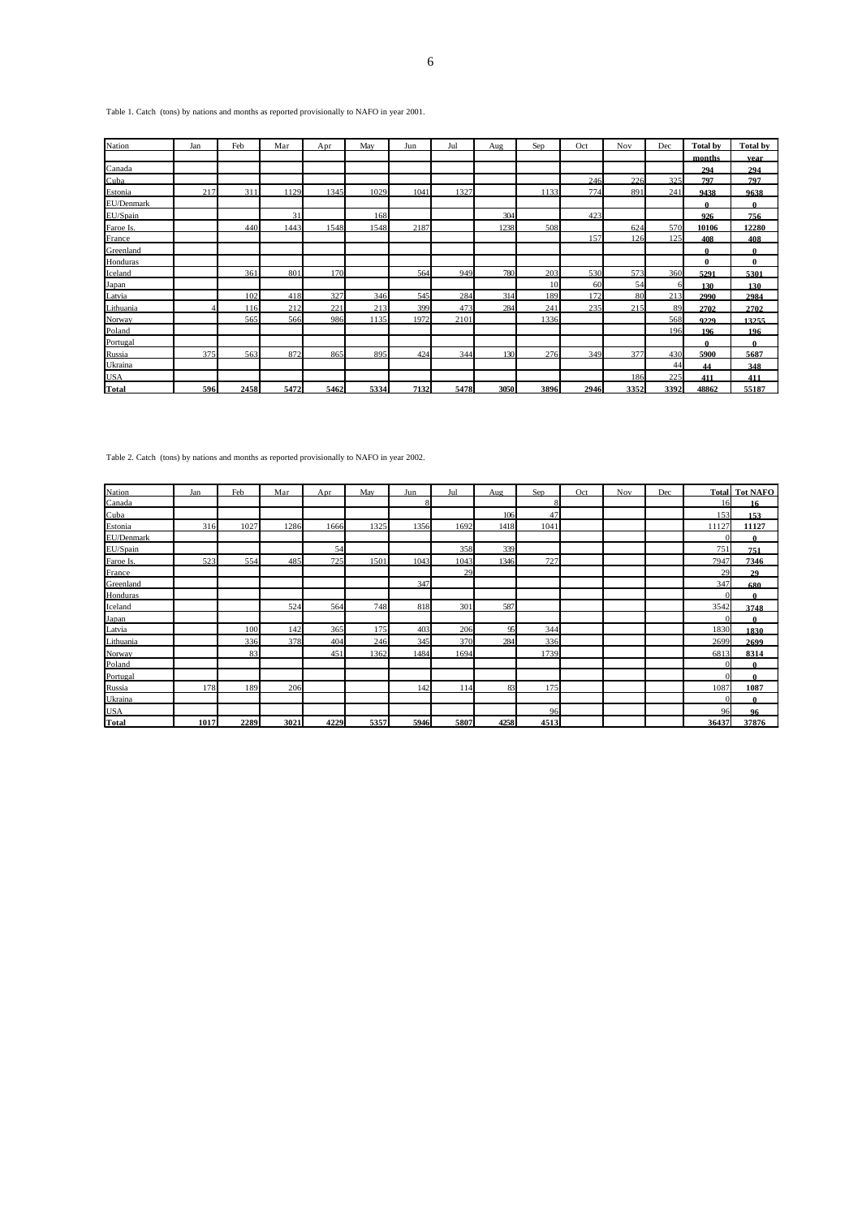Table 1. Catch (tons) by nations and months as reported provisionally to NAFO in year 2001.

| Nation | Jan | Feb | Mar | Apr | May | Jun | Jul | Aug | Sep | Oct | Nov | Dec | Total by months | Total by year |
|---|---|---|---|---|---|---|---|---|---|---|---|---|---|---|
| Canada | | | | | | | | | | | | | **294** | **294** |
| Cuba | | | | | | | | | | 246 | 226 | 325 | **797** | **797** |
| Estonia | 217 | 311 | 1129 | 1345 | 1029 | 1041 | 1327 | | 1133 | 774 | 891 | 241 | **9438** | **9638** |
| EU/Denmark | | | | | | | | | | | | | **0** | **0** |
| EU/Spain | | | 31 | | 168 | | | 304 | | 423 | | | **926** | **756** |
| Faroe Is. | | 440 | 1443 | 1548 | 1548 | 2187 | | 1238 | 508 | | 624 | 570 | **10106** | **12280** |
| France | | | | | | | | | | 157 | 126 | 125 | **408** | **408** |
| Greenland | | | | | | | | | | | | | **0** | **0** |
| Honduras | | | | | | | | | | | | | **0** | **0** |
| Iceland | | 361 | 801 | 170 | | 564 | 949 | 780 | 203 | 530 | 573 | 360 | **5291** | **5301** |
| Japan | | | | | | | | | 10 | 60 | 54 | 6 | **130** | **130** |
| Latvia | | 102 | 418 | 327 | 346 | 545 | 284 | 314 | 189 | 172 | 80 | 213 | **2990** | **2984** |
| Lithuania | 4 | 116 | 212 | 221 | 213 | 399 | 473 | 284 | 241 | 235 | 215 | 89 | **2702** | **2702** |
| Norway | | 565 | 566 | 986 | 1135 | 1972 | 2101 | | 1336 | | | 568 | **9229** | **13255** |
| Poland | | | | | | | | | | | | 196 | **196** | **196** |
| Portugal | | | | | | | | | | | | | **0** | **0** |
| Russia | 375 | 563 | 872 | 865 | 895 | 424 | 344 | 130 | 276 | 349 | 377 | 430 | **5900** | **5687** |
| Ukraina | | | | | | | | | | | | 44 | **44** | **348** |
| USA | | | | | | | | | | | 186 | 225 | **411** | **411** |
| **Total** | **596** | **2458** | **5472** | **5462** | **5334** | **7132** | **5478** | **3050** | **3896** | **2946** | **3352** | **3392** | **48862** | **55187** |

Table 2. Catch (tons) by nations and months as reported provisionally to NAFO in year 2002.

| Nation | Jan | Feb | Mar | Apr | May | Jun | Jul | Aug | Sep | Oct | Nov | Dec | Total | Tot NAFO |
|---|---|---|---|---|---|---|---|---|---|---|---|---|---|---|
| Canada | | | | | | 8 | | | 8 | | | | 16 | **16** |
| Cuba | | | | | | | | 106 | 47 | | | | 153 | **153** |
| Estonia | 316 | 1027 | 1286 | 1666 | 1325 | 1356 | 1692 | 1418 | 1041 | | | | 11127 | **11127** |
| EU/Denmark | | | | | | | | | | | | | 0 | **0** |
| EU/Spain | | | | 54 | | | 358 | 339 | | | | | 751 | **751** |
| Faroe Is. | 523 | 554 | 485 | 725 | 1501 | 1043 | 1043 | 1346 | 727 | | | | 7947 | **7346** |
| France | | | | | | | 29 | | | | | | 29 | **29** |
| Greenland | | | | | | 347 | | | | | | | 347 | **680** |
| Honduras | | | | | | | | | | | | | 0 | **0** |
| Iceland | | | 524 | 564 | 748 | 818 | 301 | 587 | | | | | 3542 | **3748** |
| Japan | | | | | | | | | | | | | 0 | **0** |
| Latvia | | 100 | 142 | 365 | 175 | 403 | 206 | 95 | 344 | | | | 1830 | **1830** |
| Lithuania | | 336 | 378 | 404 | 246 | 345 | 370 | 284 | 336 | | | | 2699 | **2699** |
| Norway | | 83 | | 451 | 1362 | 1484 | 1694 | | 1739 | | | | 6813 | **8314** |
| Poland | | | | | | | | | | | | | 0 | **0** |
| Portugal | | | | | | | | | | | | | 0 | **0** |
| Russia | 178 | 189 | 206 | | | 142 | 114 | 83 | 175 | | | | 1087 | **1087** |
| Ukraina | | | | | | | | | | | | | 0 | **0** |
| USA | | | | | | | | | 96 | | | | 96 | **96** |
| **Total** | **1017** | **2289** | **3021** | **4229** | **5357** | **5946** | **5807** | **4258** | **4513** | | | | **36437** | **37876** |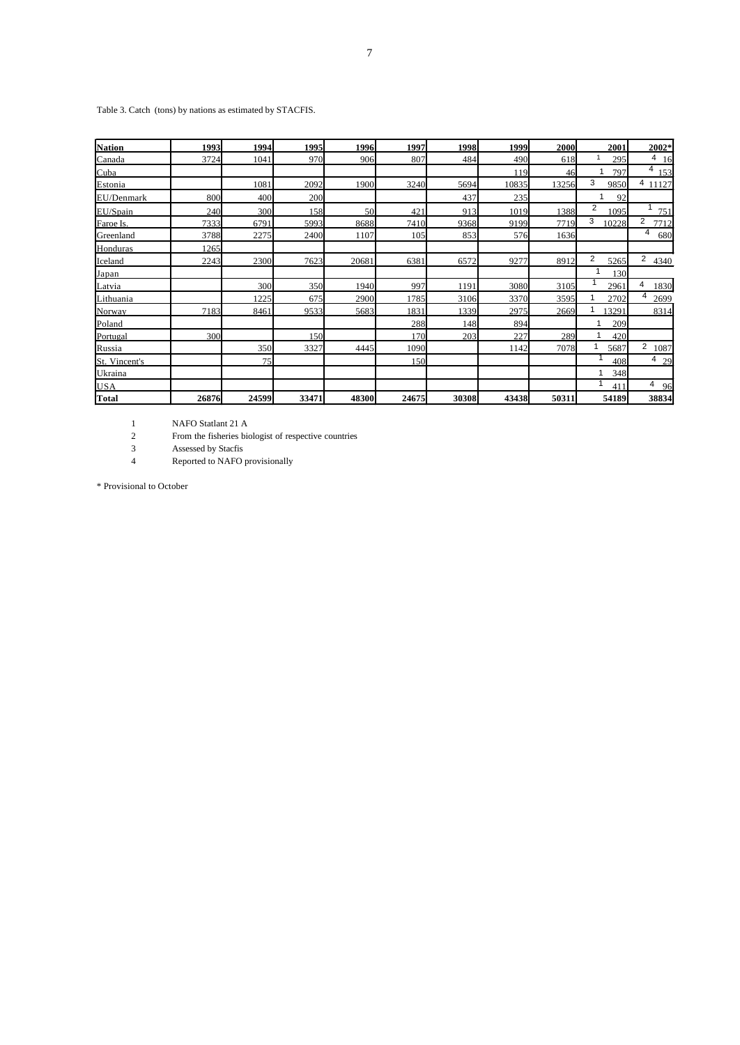Table 3. Catch (tons) by nations as estimated by STACFIS.

| Nation | 1993 | 1994 | 1995 | 1996 | 1997 | 1998 | 1999 | 2000 | 2001 | 2002* |
|---|---|---|---|---|---|---|---|---|---|---|
| Canada | 3724 | 1041 | 970 | 906 | 807 | 484 | 490 | 618 | [1] 295 | [4] 16 |
| Cuba | | | | | | | 119 | 46 | [1] 797 | [4] 153 |
| Estonia | | 1081 | 2092 | 1900 | 3240 | 5694 | 10835 | 13256 | [3] 9850 | [4] 11127 |
| EU/Denmark | 800 | 400 | 200 | | | 437 | 235 | | [1] 92 | |
| EU/Spain | 240 | 300 | 158 | 50 | 421 | 913 | 1019 | 1388 | [2] 1095 | [1] 751 |
| Faroe Is. | 7333 | 6791 | 5993 | 8688 | 7410 | 9368 | 9199 | 7719 | [3] 10228 | [2] 7712 |
| Greenland | 3788 | 2275 | 2400 | 1107 | 105 | 853 | 576 | 1636 | | [4] 680 |
| Honduras | 1265 | | | | | | | | | |
| Iceland | 2243 | 2300 | 7623 | 20681 | 6381 | 6572 | 9277 | 8912 | [2] 5265 | [2] 4340 |
| Japan | | | | | | | | | [1] 130 | |
| Latvia | | 300 | 350 | 1940 | 997 | 1191 | 3080 | 3105 | [1] 2961 | [4] 1830 |
| Lithuania | | 1225 | 675 | 2900 | 1785 | 3106 | 3370 | 3595 | [1] 2702 | [4] 2699 |
| Norway | 7183 | 8461 | 9533 | 5683 | 1831 | 1339 | 2975 | 2669 | [1] 13291 | 8314 |
| Poland | | | | | 288 | 148 | 894 | | [1] 209 | |
| Portugal | 300 | | 150 | | 170 | 203 | 227 | 289 | [1] 420 | |
| Russia | | 350 | 3327 | 4445 | 1090 | | 1142 | 7078 | [1] 5687 | [2] 1087 |
| St. Vincent's | | 75 | | | 150 | | | | [1] 408 | [4] 29 |
| Ukraina | | | | | | | | | [1] 348 | |
| USA | | | | | | | | | [1] 411 | [4] 96 |
| **Total** | **26876** | **24599** | **33471** | **48300** | **24675** | **30308** | **43438** | **50311** | **54189** | **38834** |

1 NAFO Statlant 21 A
2 From the fisheries biologist of respective countries
3 Assessed by Stacfis
4 Reported to NAFO provisionally

\* Provisional to October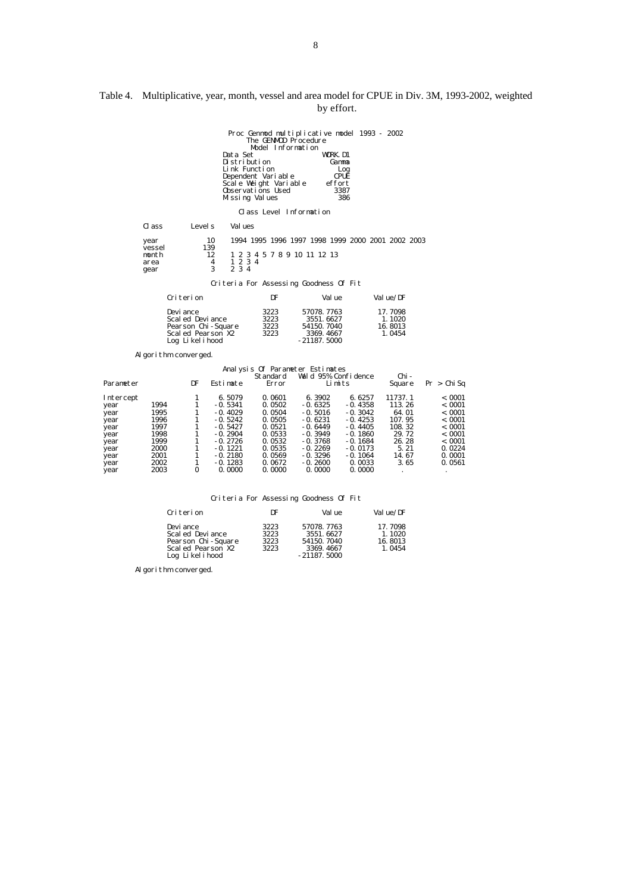Table 4. Multiplicative, year, month, vessel and area model for CPUE in Div. 3M, 1993-2002, weighted by effort.

```
                     Proc Genmod multiplicative model 1993 - 2002
                          The GENMOD Procedure
                            Model Information
                    Data Set                     WORK.D1
                    Distribution                   Gamma
                    Link Function                    Log
                    Dependent Variable              CPUE
                    Scale Weight Variable         effort
                    Observations Used               3387
                    Missing Values                   386

                         Class Level Information

Class        Levels    Values

year             10    1994 1995 1996 1997 1998 1999 2000 2001 2002 2003
vessel          139
month            12    1 2 3 4 5 7 8 9 10 11 12 13
area              4    1 2 3 4
gear              3    2 3 4

                  Criteria For Assessing Goodness Of Fit

     Criterion                 DF           Value        Value/DF

     Deviance                3223      57078.7763         17.7098
     Scaled Deviance         3223       3551.6627          1.1020
     Pearson Chi-Square      3223      54150.7040         16.8013
     Scaled Pearson X2       3223       3369.4667          1.0454
     Log Likelihood                   -21187.5000

Algorithm converged.
```

Analysis Of Parameter Estimates

| Parameter | | DF | Estimate | Standard Error | Wald 95% Confidence Limits | | Chi-Square | Pr > ChiSq |
|---|---|---|---|---|---|---|---|---|
| Intercept | | 1 | 6.5079 | 0.0601 | 6.3902 | 6.6257 | 11737.1 | <.0001 |
| year | 1994 | 1 | -0.5341 | 0.0502 | -0.6325 | -0.4358 | 113.26 | <.0001 |
| year | 1995 | 1 | -0.4029 | 0.0504 | -0.5016 | -0.3042 | 64.01 | <.0001 |
| year | 1996 | 1 | -0.5242 | 0.0505 | -0.6231 | -0.4253 | 107.95 | <.0001 |
| year | 1997 | 1 | -0.5427 | 0.0521 | -0.6449 | -0.4405 | 108.32 | <.0001 |
| year | 1998 | 1 | -0.2904 | 0.0533 | -0.3949 | -0.1860 | 29.72 | <.0001 |
| year | 1999 | 1 | -0.2726 | 0.0532 | -0.3768 | -0.1684 | 26.28 | <.0001 |
| year | 2000 | 1 | -0.1221 | 0.0535 | -0.2269 | -0.0173 | 5.21 | 0.0224 |
| year | 2001 | 1 | -0.2180 | 0.0569 | -0.3296 | -0.1064 | 14.67 | 0.0001 |
| year | 2002 | 1 | -0.1283 | 0.0672 | -0.2600 | 0.0033 | 3.65 | 0.0561 |
| year | 2003 | 0 | 0.0000 | 0.0000 | 0.0000 | 0.0000 | . | . |

```
                  Criteria For Assessing Goodness Of Fit

     Criterion                 DF           Value        Value/DF

     Deviance                3223      57078.7763         17.7098
     Scaled Deviance         3223       3551.6627          1.1020
     Pearson Chi-Square      3223      54150.7040         16.8013
     Scaled Pearson X2       3223       3369.4667          1.0454
     Log Likelihood                   -21187.5000

Algorithm converged.
```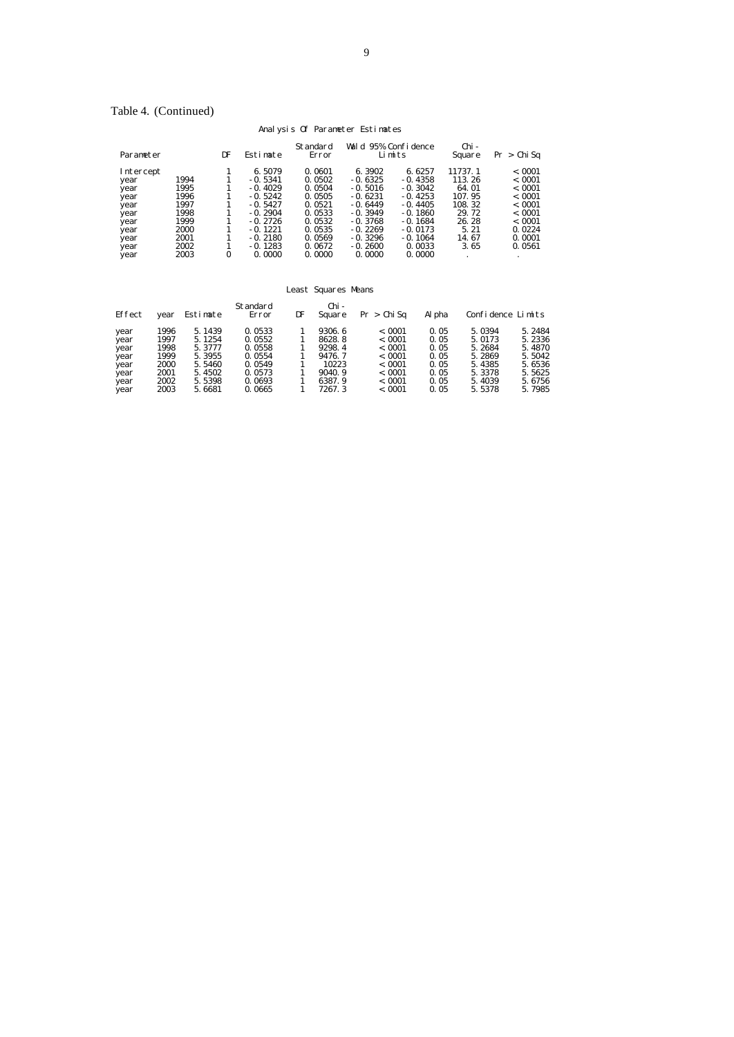Table 4. (Continued)

Analysis Of Parameter Estimates

| Parameter | | DF | Estimate | Standard Error | Wald 95% Confidence Limits | | Chi-Square | Pr > ChiSq |
|---|---|---|---|---|---|---|---|---|
| Intercept | | 1 | 6.5079 | 0.0601 | 6.3902 | 6.6257 | 11737.1 | <.0001 |
| year | 1994 | 1 | -0.5341 | 0.0502 | -0.6325 | -0.4358 | 113.26 | <.0001 |
| year | 1995 | 1 | -0.4029 | 0.0504 | -0.5016 | -0.3042 | 64.01 | <.0001 |
| year | 1996 | 1 | -0.5242 | 0.0505 | -0.6231 | -0.4253 | 107.95 | <.0001 |
| year | 1997 | 1 | -0.5427 | 0.0521 | -0.6449 | -0.4405 | 108.32 | <.0001 |
| year | 1998 | 1 | -0.2904 | 0.0533 | -0.3949 | -0.1860 | 29.72 | <.0001 |
| year | 1999 | 1 | -0.2726 | 0.0532 | -0.3768 | -0.1684 | 26.28 | <.0001 |
| year | 2000 | 1 | -0.1221 | 0.0535 | -0.2269 | -0.0173 | 5.21 | 0.0224 |
| year | 2001 | 1 | -0.2180 | 0.0569 | -0.3296 | -0.1064 | 14.67 | 0.0001 |
| year | 2002 | 1 | -0.1283 | 0.0672 | -0.2600 | 0.0033 | 3.65 | 0.0561 |
| year | 2003 | 0 | 0.0000 | 0.0000 | 0.0000 | 0.0000 | . | . |

Least Squares Means

| Effect | year | Estimate | Standard Error | DF | Chi-Square | Pr > ChiSq | Alpha | Confidence Limits | |
|---|---|---|---|---|---|---|---|---|---|
| year | 1996 | 5.1439 | 0.0533 | 1 | 9306.6 | <.0001 | 0.05 | 5.0394 | 5.2484 |
| year | 1997 | 5.1254 | 0.0552 | 1 | 8628.8 | <.0001 | 0.05 | 5.0173 | 5.2336 |
| year | 1998 | 5.3777 | 0.0558 | 1 | 9298.4 | <.0001 | 0.05 | 5.2684 | 5.4870 |
| year | 1999 | 5.3955 | 0.0554 | 1 | 9476.7 | <.0001 | 0.05 | 5.2869 | 5.5042 |
| year | 2000 | 5.5460 | 0.0549 | 1 | 10223 | <.0001 | 0.05 | 5.4385 | 5.6536 |
| year | 2001 | 5.4502 | 0.0573 | 1 | 9040.9 | <.0001 | 0.05 | 5.3378 | 5.5625 |
| year | 2002 | 5.5398 | 0.0693 | 1 | 6387.9 | <.0001 | 0.05 | 5.4039 | 5.6756 |
| year | 2003 | 5.6681 | 0.0665 | 1 | 7267.3 | <.0001 | 0.05 | 5.5378 | 5.7985 |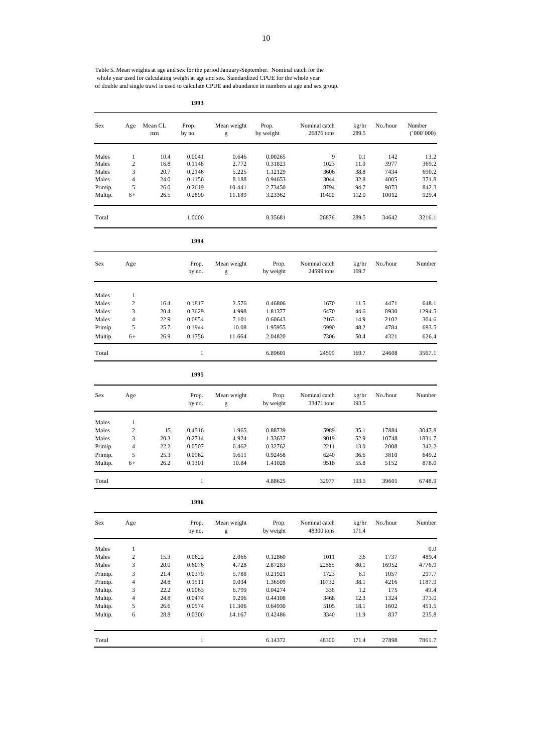Table 5. Mean weights at age and sex for the period January-September. Nominal catch for the whole year used for calculating weight at age and sex. Standardized CPUE for the whole year of double and single trawl is used to calculate CPUE and abundance in numbers at age and sex group.

**1993**

| Sex | Age | Mean CL mm | Prop. by no. | Mean weight g | Prop. by weight | Nominal catch 26876 tons | kg/hr 289.5 | No./hour | Number (´000´000) |
|---|---|---|---|---|---|---|---|---|---|
| Males | 1 | 10.4 | 0.0041 | 0.646 | 0.00265 | 9 | 0.1 | 142 | 13.2 |
| Males | 2 | 16.8 | 0.1148 | 2.772 | 0.31823 | 1023 | 11.0 | 3977 | 369.2 |
| Males | 3 | 20.7 | 0.2146 | 5.225 | 1.12129 | 3606 | 38.8 | 7434 | 690.2 |
| Males | 4 | 24.0 | 0.1156 | 8.188 | 0.94653 | 3044 | 32.8 | 4005 | 371.8 |
| Primip. | 5 | 26.0 | 0.2619 | 10.441 | 2.73450 | 8794 | 94.7 | 9073 | 842.3 |
| Multip. | 6+ | 26.5 | 0.2890 | 11.189 | 3.23362 | 10400 | 112.0 | 10012 | 929.4 |
| Total | | | 1.0000 | | 8.35681 | 26876 | 289.5 | 34642 | 3216.1 |

**1994**

| Sex | Age | | Prop. by no. | Mean weight g | Prop. by weight | Nominal catch 24599 tons | kg/hr 169.7 | No./hour | Number |
|---|---|---|---|---|---|---|---|---|---|
| Males | 1 | | | | | | | | |
| Males | 2 | 16.4 | 0.1817 | 2.576 | 0.46806 | 1670 | 11.5 | 4471 | 648.1 |
| Males | 3 | 20.4 | 0.3629 | 4.998 | 1.81377 | 6470 | 44.6 | 8930 | 1294.5 |
| Males | 4 | 22.9 | 0.0854 | 7.101 | 0.60643 | 2163 | 14.9 | 2102 | 304.6 |
| Primip. | 5 | 25.7 | 0.1944 | 10.08 | 1.95955 | 6990 | 48.2 | 4784 | 693.5 |
| Multip. | 6+ | 26.9 | 0.1756 | 11.664 | 2.04820 | 7306 | 50.4 | 4321 | 626.4 |
| Total | | | 1 | | 6.89601 | 24599 | 169.7 | 24608 | 3567.1 |

**1995**

| Sex | Age | | Prop. by no. | Mean weight g | Prop. by weight | Nominal catch 33471 tons | kg/hr 193.5 | No./hour | Number |
|---|---|---|---|---|---|---|---|---|---|
| Males | 1 | | | | | | | | |
| Males | 2 | 15 | 0.4516 | 1.965 | 0.88739 | 5989 | 35.1 | 17884 | 3047.8 |
| Males | 3 | 20.3 | 0.2714 | 4.924 | 1.33637 | 9019 | 52.9 | 10748 | 1831.7 |
| Primip. | 4 | 22.2 | 0.0507 | 6.462 | 0.32762 | 2211 | 13.0 | 2008 | 342.2 |
| Primip. | 5 | 25.3 | 0.0962 | 9.611 | 0.92458 | 6240 | 36.6 | 3810 | 649.2 |
| Multip. | 6+ | 26.2 | 0.1301 | 10.84 | 1.41028 | 9518 | 55.8 | 5152 | 878.0 |
| Total | | | 1 | | 4.88625 | 32977 | 193.5 | 39601 | 6748.9 |

**1996**

| Sex | Age | | Prop. by no. | Mean weight g | Prop. by weight | Nominal catch 48300 tons | kg/hr 171.4 | No./hour | Number |
|---|---|---|---|---|---|---|---|---|---|
| Males | 1 | | | | | | | | 0.0 |
| Males | 2 | 15.3 | 0.0622 | 2.066 | 0.12860 | 1011 | 3.6 | 1737 | 489.4 |
| Males | 3 | 20.0 | 0.6076 | 4.728 | 2.87283 | 22585 | 80.1 | 16952 | 4776.9 |
| Primip. | 3 | 21.4 | 0.0379 | 5.788 | 0.21921 | 1723 | 6.1 | 1057 | 297.7 |
| Primip. | 4 | 24.8 | 0.1511 | 9.034 | 1.36509 | 10732 | 38.1 | 4216 | 1187.9 |
| Multip. | 3 | 22.2 | 0.0063 | 6.799 | 0.04274 | 336 | 1.2 | 175 | 49.4 |
| Multip. | 4 | 24.8 | 0.0474 | 9.296 | 0.44108 | 3468 | 12.3 | 1324 | 373.0 |
| Multip. | 5 | 26.6 | 0.0574 | 11.306 | 0.64930 | 5105 | 18.1 | 1602 | 451.5 |
| Multip. | 6 | 28.8 | 0.0300 | 14.167 | 0.42486 | 3340 | 11.9 | 837 | 235.8 |
| Total | | | 1 | | 6.14372 | 48300 | 171.4 | 27898 | 7861.7 |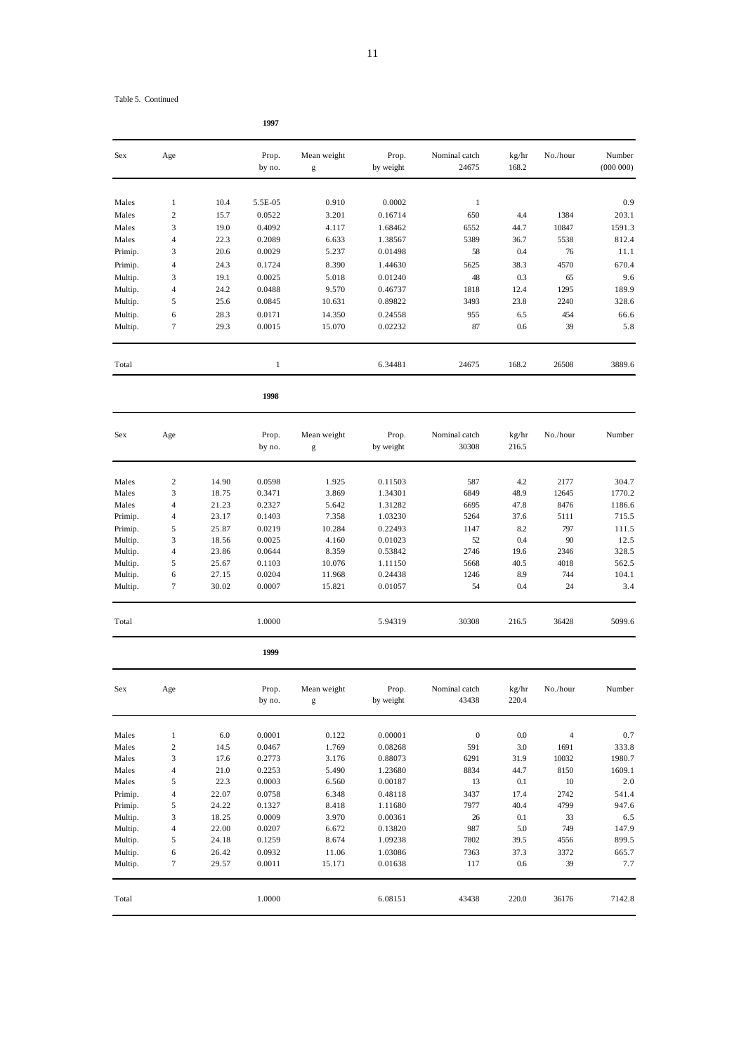Table 5. Continued

**1997**

| Sex | Age | | Prop. by no. | Mean weight g | Prop. by weight | Nominal catch 24675 | kg/hr 168.2 | No./hour | Number (000 000) |
|---|---|---|---|---|---|---|---|---|---|
| Males | 1 | 10.4 | 5.5E-05 | 0.910 | 0.0002 | 1 | | | 0.9 |
| Males | 2 | 15.7 | 0.0522 | 3.201 | 0.16714 | 650 | 4.4 | 1384 | 203.1 |
| Males | 3 | 19.0 | 0.4092 | 4.117 | 1.68462 | 6552 | 44.7 | 10847 | 1591.3 |
| Males | 4 | 22.3 | 0.2089 | 6.633 | 1.38567 | 5389 | 36.7 | 5538 | 812.4 |
| Primip. | 3 | 20.6 | 0.0029 | 5.237 | 0.01498 | 58 | 0.4 | 76 | 11.1 |
| Primip. | 4 | 24.3 | 0.1724 | 8.390 | 1.44630 | 5625 | 38.3 | 4570 | 670.4 |
| Multip. | 3 | 19.1 | 0.0025 | 5.018 | 0.01240 | 48 | 0.3 | 65 | 9.6 |
| Multip. | 4 | 24.2 | 0.0488 | 9.570 | 0.46737 | 1818 | 12.4 | 1295 | 189.9 |
| Multip. | 5 | 25.6 | 0.0845 | 10.631 | 0.89822 | 3493 | 23.8 | 2240 | 328.6 |
| Multip. | 6 | 28.3 | 0.0171 | 14.350 | 0.24558 | 955 | 6.5 | 454 | 66.6 |
| Multip. | 7 | 29.3 | 0.0015 | 15.070 | 0.02232 | 87 | 0.6 | 39 | 5.8 |
| Total | | | 1 | | 6.34481 | 24675 | 168.2 | 26508 | 3889.6 |

**1998**

| Sex | Age | | Prop. by no. | Mean weight g | Prop. by weight | Nominal catch 30308 | kg/hr 216.5 | No./hour | Number |
|---|---|---|---|---|---|---|---|---|---|
| Males | 2 | 14.90 | 0.0598 | 1.925 | 0.11503 | 587 | 4.2 | 2177 | 304.7 |
| Males | 3 | 18.75 | 0.3471 | 3.869 | 1.34301 | 6849 | 48.9 | 12645 | 1770.2 |
| Males | 4 | 21.23 | 0.2327 | 5.642 | 1.31282 | 6695 | 47.8 | 8476 | 1186.6 |
| Primip. | 4 | 23.17 | 0.1403 | 7.358 | 1.03230 | 5264 | 37.6 | 5111 | 715.5 |
| Primip. | 5 | 25.87 | 0.0219 | 10.284 | 0.22493 | 1147 | 8.2 | 797 | 111.5 |
| Multip. | 3 | 18.56 | 0.0025 | 4.160 | 0.01023 | 52 | 0.4 | 90 | 12.5 |
| Multip. | 4 | 23.86 | 0.0644 | 8.359 | 0.53842 | 2746 | 19.6 | 2346 | 328.5 |
| Multip. | 5 | 25.67 | 0.1103 | 10.076 | 1.11150 | 5668 | 40.5 | 4018 | 562.5 |
| Multip. | 6 | 27.15 | 0.0204 | 11.968 | 0.24438 | 1246 | 8.9 | 744 | 104.1 |
| Multip. | 7 | 30.02 | 0.0007 | 15.821 | 0.01057 | 54 | 0.4 | 24 | 3.4 |
| Total | | | 1.0000 | | 5.94319 | 30308 | 216.5 | 36428 | 5099.6 |

**1999**

| Sex | Age | | Prop. by no. | Mean weight g | Prop. by weight | Nominal catch 43438 | kg/hr 220.4 | No./hour | Number |
|---|---|---|---|---|---|---|---|---|---|
| Males | 1 | 6.0 | 0.0001 | 0.122 | 0.00001 | 0 | 0.0 | 4 | 0.7 |
| Males | 2 | 14.5 | 0.0467 | 1.769 | 0.08268 | 591 | 3.0 | 1691 | 333.8 |
| Males | 3 | 17.6 | 0.2773 | 3.176 | 0.88073 | 6291 | 31.9 | 10032 | 1980.7 |
| Males | 4 | 21.0 | 0.2253 | 5.490 | 1.23680 | 8834 | 44.7 | 8150 | 1609.1 |
| Males | 5 | 22.3 | 0.0003 | 6.560 | 0.00187 | 13 | 0.1 | 10 | 2.0 |
| Primip. | 4 | 22.07 | 0.0758 | 6.348 | 0.48118 | 3437 | 17.4 | 2742 | 541.4 |
| Primip. | 5 | 24.22 | 0.1327 | 8.418 | 1.11680 | 7977 | 40.4 | 4799 | 947.6 |
| Multip. | 3 | 18.25 | 0.0009 | 3.970 | 0.00361 | 26 | 0.1 | 33 | 6.5 |
| Multip. | 4 | 22.00 | 0.0207 | 6.672 | 0.13820 | 987 | 5.0 | 749 | 147.9 |
| Multip. | 5 | 24.18 | 0.1259 | 8.674 | 1.09238 | 7802 | 39.5 | 4556 | 899.5 |
| Multip. | 6 | 26.42 | 0.0932 | 11.06 | 1.03086 | 7363 | 37.3 | 3372 | 665.7 |
| Multip. | 7 | 29.57 | 0.0011 | 15.171 | 0.01638 | 117 | 0.6 | 39 | 7.7 |
| Total | | | 1.0000 | | 6.08151 | 43438 | 220.0 | 36176 | 7142.8 |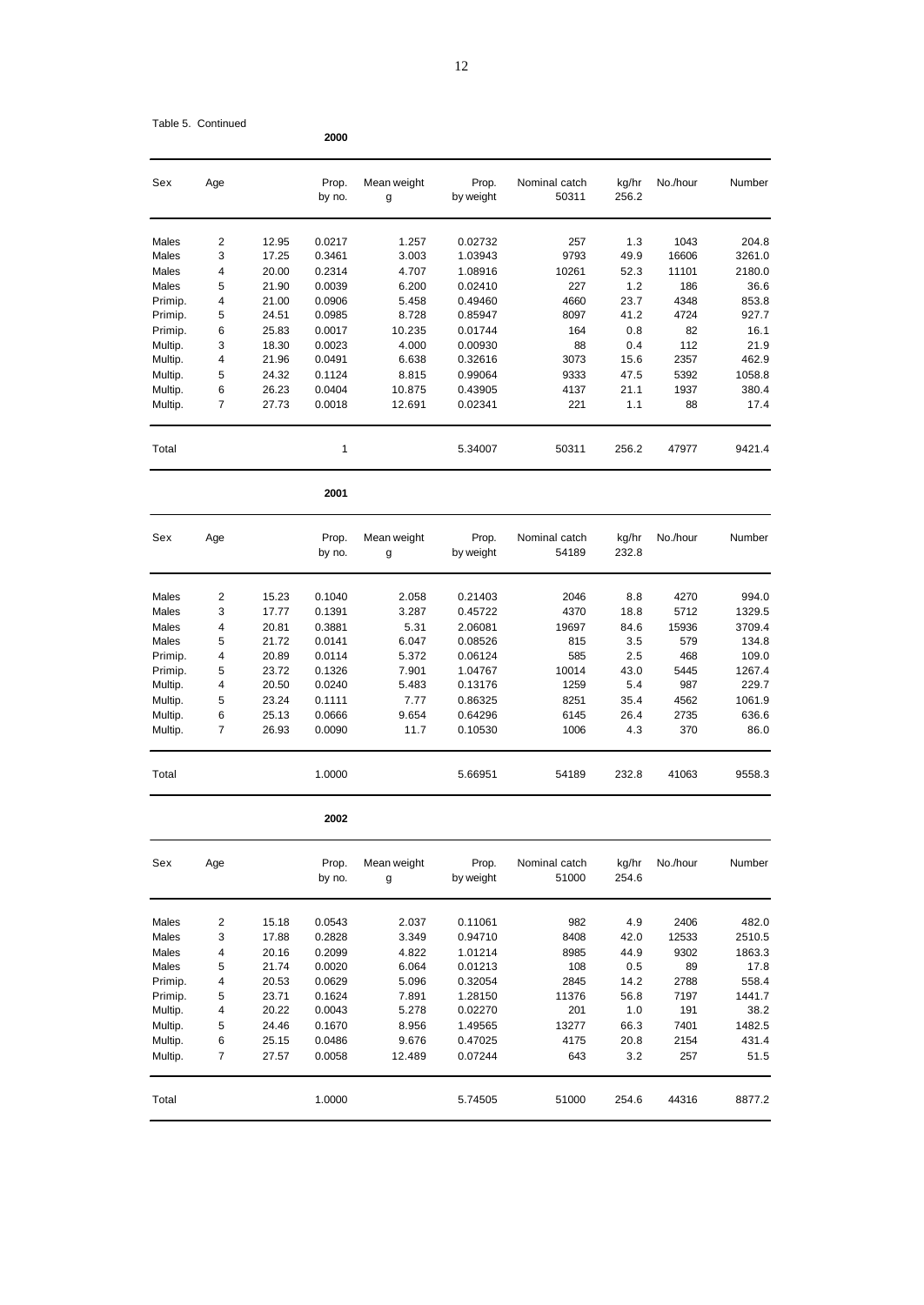Table 5. Continued

**2000**

| Sex | Age | | Prop. by no. | Mean weight g | Prop. by weight | Nominal catch 50311 | kg/hr 256.2 | No./hour | Number |
|---|---|---|---|---|---|---|---|---|---|
| Males | 2 | 12.95 | 0.0217 | 1.257 | 0.02732 | 257 | 1.3 | 1043 | 204.8 |
| Males | 3 | 17.25 | 0.3461 | 3.003 | 1.03943 | 9793 | 49.9 | 16606 | 3261.0 |
| Males | 4 | 20.00 | 0.2314 | 4.707 | 1.08916 | 10261 | 52.3 | 11101 | 2180.0 |
| Males | 5 | 21.90 | 0.0039 | 6.200 | 0.02410 | 227 | 1.2 | 186 | 36.6 |
| Primip. | 4 | 21.00 | 0.0906 | 5.458 | 0.49460 | 4660 | 23.7 | 4348 | 853.8 |
| Primip. | 5 | 24.51 | 0.0985 | 8.728 | 0.85947 | 8097 | 41.2 | 4724 | 927.7 |
| Primip. | 6 | 25.83 | 0.0017 | 10.235 | 0.01744 | 164 | 0.8 | 82 | 16.1 |
| Multip. | 3 | 18.30 | 0.0023 | 4.000 | 0.00930 | 88 | 0.4 | 112 | 21.9 |
| Multip. | 4 | 21.96 | 0.0491 | 6.638 | 0.32616 | 3073 | 15.6 | 2357 | 462.9 |
| Multip. | 5 | 24.32 | 0.1124 | 8.815 | 0.99064 | 9333 | 47.5 | 5392 | 1058.8 |
| Multip. | 6 | 26.23 | 0.0404 | 10.875 | 0.43905 | 4137 | 21.1 | 1937 | 380.4 |
| Multip. | 7 | 27.73 | 0.0018 | 12.691 | 0.02341 | 221 | 1.1 | 88 | 17.4 |
| Total | | | 1 | | 5.34007 | 50311 | 256.2 | 47977 | 9421.4 |

**2001**

| Sex | Age | | Prop. by no. | Mean weight g | Prop. by weight | Nominal catch 54189 | kg/hr 232.8 | No./hour | Number |
|---|---|---|---|---|---|---|---|---|---|
| Males | 2 | 15.23 | 0.1040 | 2.058 | 0.21403 | 2046 | 8.8 | 4270 | 994.0 |
| Males | 3 | 17.77 | 0.1391 | 3.287 | 0.45722 | 4370 | 18.8 | 5712 | 1329.5 |
| Males | 4 | 20.81 | 0.3881 | 5.31 | 2.06081 | 19697 | 84.6 | 15936 | 3709.4 |
| Males | 5 | 21.72 | 0.0141 | 6.047 | 0.08526 | 815 | 3.5 | 579 | 134.8 |
| Primip. | 4 | 20.89 | 0.0114 | 5.372 | 0.06124 | 585 | 2.5 | 468 | 109.0 |
| Primip. | 5 | 23.72 | 0.1326 | 7.901 | 1.04767 | 10014 | 43.0 | 5445 | 1267.4 |
| Multip. | 4 | 20.50 | 0.0240 | 5.483 | 0.13176 | 1259 | 5.4 | 987 | 229.7 |
| Multip. | 5 | 23.24 | 0.1111 | 7.77 | 0.86325 | 8251 | 35.4 | 4562 | 1061.9 |
| Multip. | 6 | 25.13 | 0.0666 | 9.654 | 0.64296 | 6145 | 26.4 | 2735 | 636.6 |
| Multip. | 7 | 26.93 | 0.0090 | 11.7 | 0.10530 | 1006 | 4.3 | 370 | 86.0 |
| Total | | | 1.0000 | | 5.66951 | 54189 | 232.8 | 41063 | 9558.3 |

**2002**

| Sex | Age | | Prop. by no. | Mean weight g | Prop. by weight | Nominal catch 51000 | kg/hr 254.6 | No./hour | Number |
|---|---|---|---|---|---|---|---|---|---|
| Males | 2 | 15.18 | 0.0543 | 2.037 | 0.11061 | 982 | 4.9 | 2406 | 482.0 |
| Males | 3 | 17.88 | 0.2828 | 3.349 | 0.94710 | 8408 | 42.0 | 12533 | 2510.5 |
| Males | 4 | 20.16 | 0.2099 | 4.822 | 1.01214 | 8985 | 44.9 | 9302 | 1863.3 |
| Males | 5 | 21.74 | 0.0020 | 6.064 | 0.01213 | 108 | 0.5 | 89 | 17.8 |
| Primip. | 4 | 20.53 | 0.0629 | 5.096 | 0.32054 | 2845 | 14.2 | 2788 | 558.4 |
| Primip. | 5 | 23.71 | 0.1624 | 7.891 | 1.28150 | 11376 | 56.8 | 7197 | 1441.7 |
| Multip. | 4 | 20.22 | 0.0043 | 5.278 | 0.02270 | 201 | 1.0 | 191 | 38.2 |
| Multip. | 5 | 24.46 | 0.1670 | 8.956 | 1.49565 | 13277 | 66.3 | 7401 | 1482.5 |
| Multip. | 6 | 25.15 | 0.0486 | 9.676 | 0.47025 | 4175 | 20.8 | 2154 | 431.4 |
| Multip. | 7 | 27.57 | 0.0058 | 12.489 | 0.07244 | 643 | 3.2 | 257 | 51.5 |
| Total | | | 1.0000 | | 5.74505 | 51000 | 254.6 | 44316 | 8877.2 |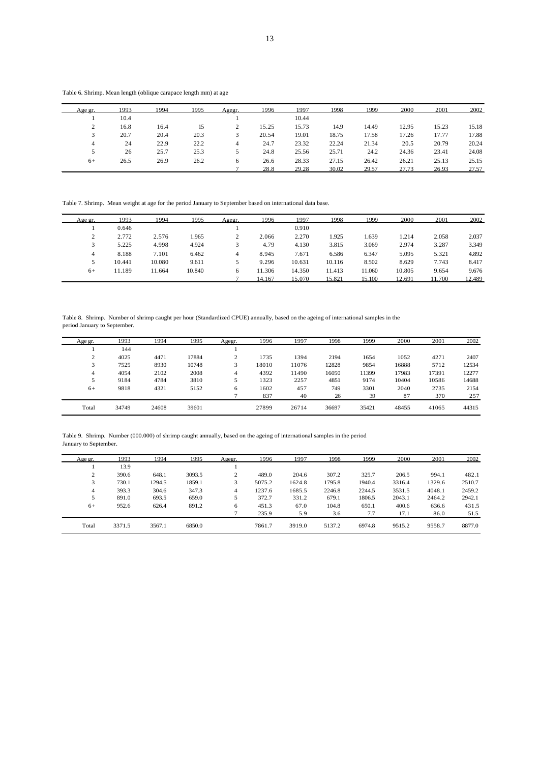Table 6. Shrimp. Mean length (oblique carapace length mm) at age

| Age gr. | 1993 | 1994 | 1995 | Agegr. | 1996 | 1997 | 1998 | 1999 | 2000 | 2001 | 2002 |
|---|---|---|---|---|---|---|---|---|---|---|---|
| 1 | 10.4 | | | 1 | | 10.44 | | | | | |
| 2 | 16.8 | 16.4 | 15 | 2 | 15.25 | 15.73 | 14.9 | 14.49 | 12.95 | 15.23 | 15.18 |
| 3 | 20.7 | 20.4 | 20.3 | 3 | 20.54 | 19.01 | 18.75 | 17.58 | 17.26 | 17.77 | 17.88 |
| 4 | 24 | 22.9 | 22.2 | 4 | 24.7 | 23.32 | 22.24 | 21.34 | 20.5 | 20.79 | 20.24 |
| 5 | 26 | 25.7 | 25.3 | 5 | 24.8 | 25.56 | 25.71 | 24.2 | 24.36 | 23.41 | 24.08 |
| 6+ | 26.5 | 26.9 | 26.2 | 6 | 26.6 | 28.33 | 27.15 | 26.42 | 26.21 | 25.13 | 25.15 |
| | | | | 7 | 28.8 | 29.28 | 30.02 | 29.57 | 27.73 | 26.93 | 27.57 |

Table 7. Shrimp. Mean weight at age for the period January to September based on international data base.

| Age gr. | 1993 | 1994 | 1995 | Agegr. | 1996 | 1997 | 1998 | 1999 | 2000 | 2001 | 2002 |
|---|---|---|---|---|---|---|---|---|---|---|---|
| 1 | 0.646 | | | 1 | | 0.910 | | | | | |
| 2 | 2.772 | 2.576 | 1.965 | 2 | 2.066 | 2.270 | 1.925 | 1.639 | 1.214 | 2.058 | 2.037 |
| 3 | 5.225 | 4.998 | 4.924 | 3 | 4.79 | 4.130 | 3.815 | 3.069 | 2.974 | 3.287 | 3.349 |
| 4 | 8.188 | 7.101 | 6.462 | 4 | 8.945 | 7.671 | 6.586 | 6.347 | 5.095 | 5.321 | 4.892 |
| 5 | 10.441 | 10.080 | 9.611 | 5 | 9.296 | 10.631 | 10.116 | 8.502 | 8.629 | 7.743 | 8.417 |
| 6+ | 11.189 | 11.664 | 10.840 | 6 | 11.306 | 14.350 | 11.413 | 11.060 | 10.805 | 9.654 | 9.676 |
| | | | | 7 | 14.167 | 15.070 | 15.821 | 15.100 | 12.691 | 11.700 | 12.489 |

Table 8. Shrimp. Number of shrimp caught per hour (Standardized CPUE) annually, based on the ageing of international samples in the period January to September.

| Age gr. | 1993 | 1994 | 1995 | Agegr. | 1996 | 1997 | 1998 | 1999 | 2000 | 2001 | 2002 |
|---|---|---|---|---|---|---|---|---|---|---|---|
| 1 | 144 | | | 1 | | | | | | | |
| 2 | 4025 | 4471 | 17884 | 2 | 1735 | 1394 | 2194 | 1654 | 1052 | 4271 | 2407 |
| 3 | 7525 | 8930 | 10748 | 3 | 18010 | 11076 | 12828 | 9854 | 16888 | 5712 | 12534 |
| 4 | 4054 | 2102 | 2008 | 4 | 4392 | 11490 | 16050 | 11399 | 17983 | 17391 | 12277 |
| 5 | 9184 | 4784 | 3810 | 5 | 1323 | 2257 | 4851 | 9174 | 10404 | 10586 | 14688 |
| 6+ | 9818 | 4321 | 5152 | 6 | 1602 | 457 | 749 | 3301 | 2040 | 2735 | 2154 |
| | | | | 7 | 837 | 40 | 26 | 39 | 87 | 370 | 257 |
| Total | 34749 | 24608 | 39601 | | 27899 | 26714 | 36697 | 35421 | 48455 | 41065 | 44315 |

Table 9. Shrimp. Number (000.000) of shrimp caught annually, based on the ageing of international samples in the period January to September.

| Age gr. | 1993 | 1994 | 1995 | Agegr. | 1996 | 1997 | 1998 | 1999 | 2000 | 2001 | 2002 |
|---|---|---|---|---|---|---|---|---|---|---|---|
| 1 | 13.9 | | | 1 | | | | | | | |
| 2 | 390.6 | 648.1 | 3093.5 | 2 | 489.0 | 204.6 | 307.2 | 325.7 | 206.5 | 994.1 | 482.1 |
| 3 | 730.1 | 1294.5 | 1859.1 | 3 | 5075.2 | 1624.8 | 1795.8 | 1940.4 | 3316.4 | 1329.6 | 2510.7 |
| 4 | 393.3 | 304.6 | 347.3 | 4 | 1237.6 | 1685.5 | 2246.8 | 2244.5 | 3531.5 | 4048.1 | 2459.2 |
| 5 | 891.0 | 693.5 | 659.0 | 5 | 372.7 | 331.2 | 679.1 | 1806.5 | 2043.1 | 2464.2 | 2942.1 |
| 6+ | 952.6 | 626.4 | 891.2 | 6 | 451.3 | 67.0 | 104.8 | 650.1 | 400.6 | 636.6 | 431.5 |
| | | | | 7 | 235.9 | 5.9 | 3.6 | 7.7 | 17.1 | 86.0 | 51.5 |
| Total | 3371.5 | 3567.1 | 6850.0 | | 7861.7 | 3919.0 | 5137.2 | 6974.8 | 9515.2 | 9558.7 | 8877.0 |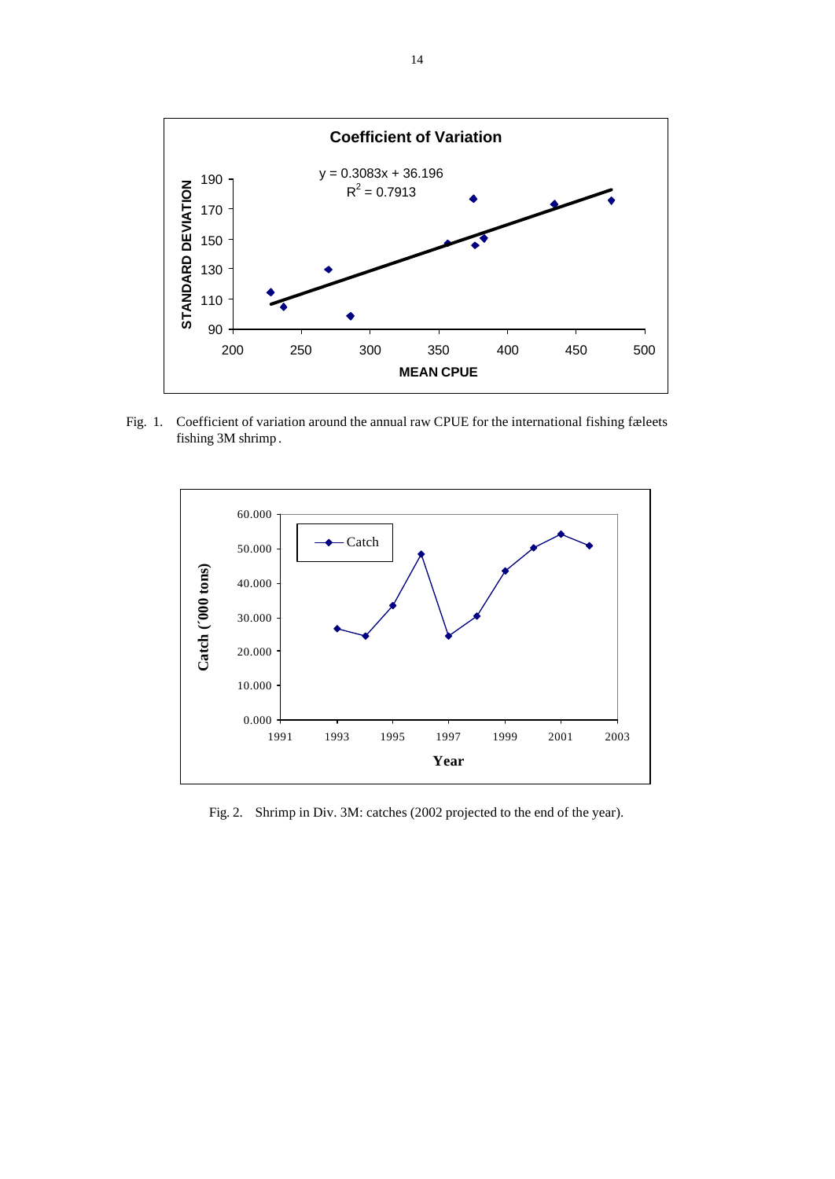Fig. 1. Coefficient of variation around the annual raw CPUE for the international fishing fæleets fishing 3M shrimp.

Fig. 2. Shrimp in Div. 3M: catches (2002 projected to the end of the year).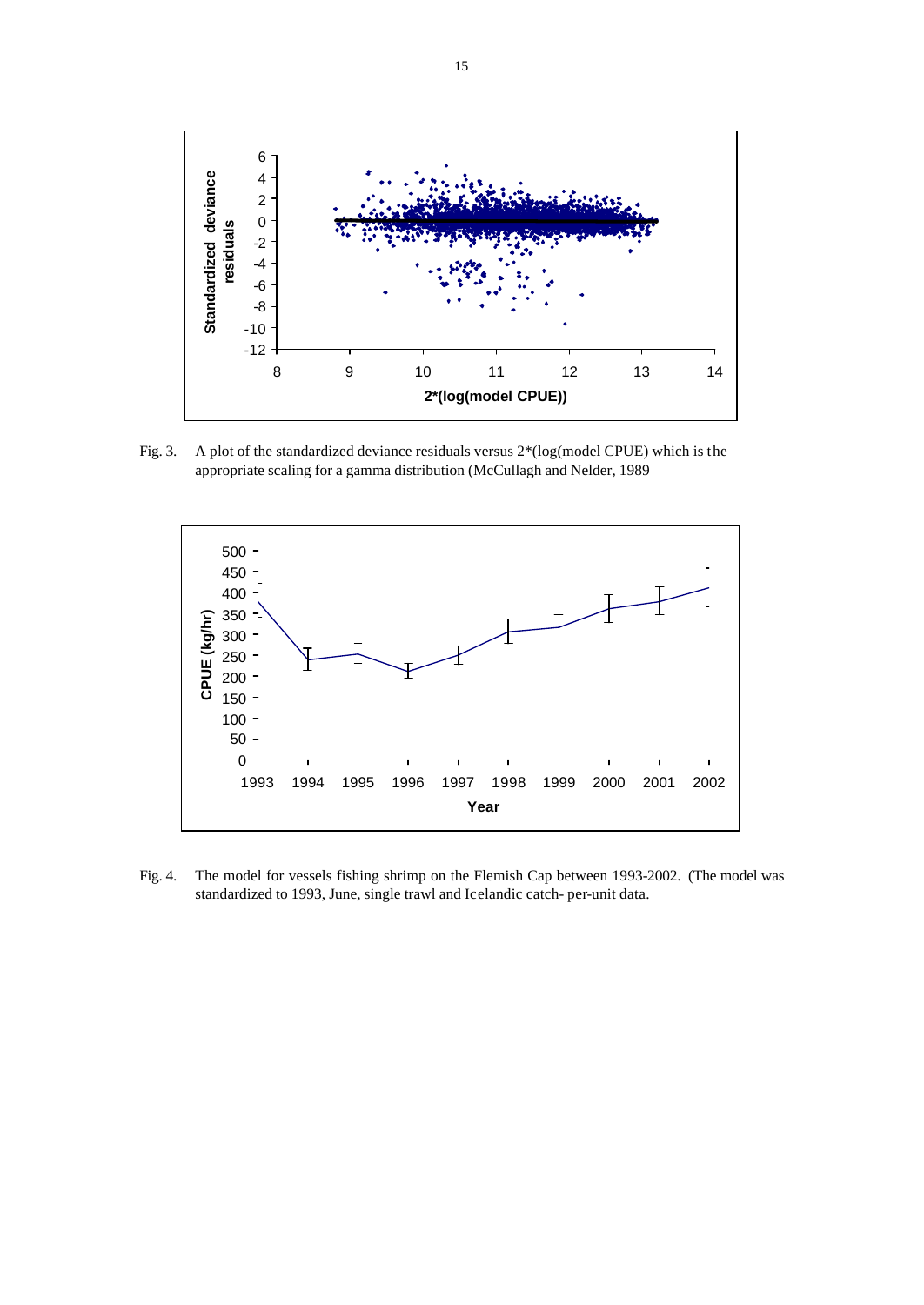Fig. 3. A plot of the standardized deviance residuals versus 2*(log(model CPUE) which is the appropriate scaling for a gamma distribution (McCullagh and Nelder, 1989

Fig. 4. The model for vessels fishing shrimp on the Flemish Cap between 1993-2002. (The model was standardized to 1993, June, single trawl and Icelandic catch- per-unit data.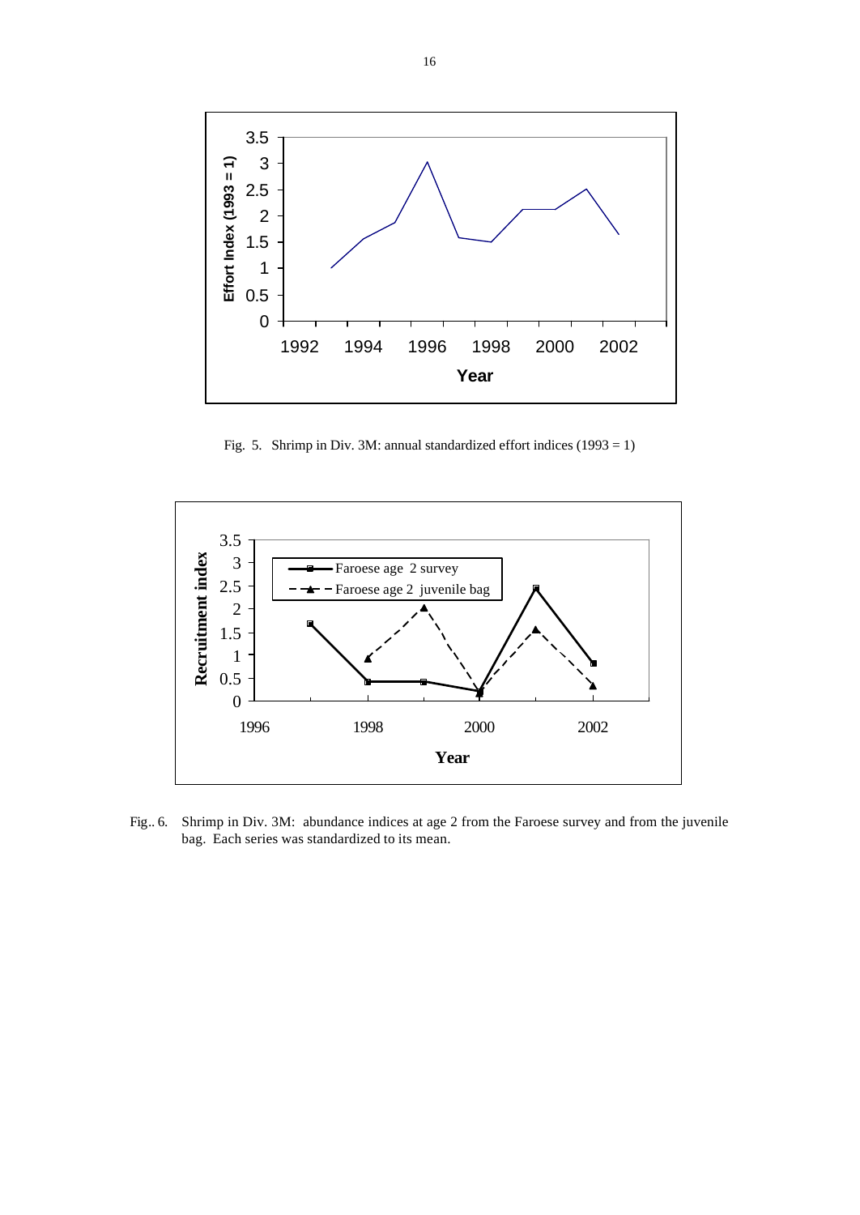Fig. 5. Shrimp in Div. 3M: annual standardized effort indices (1993 = 1)

Fig.. 6. Shrimp in Div. 3M: abundance indices at age 2 from the Faroese survey and from the juvenile bag. Each series was standardized to its mean.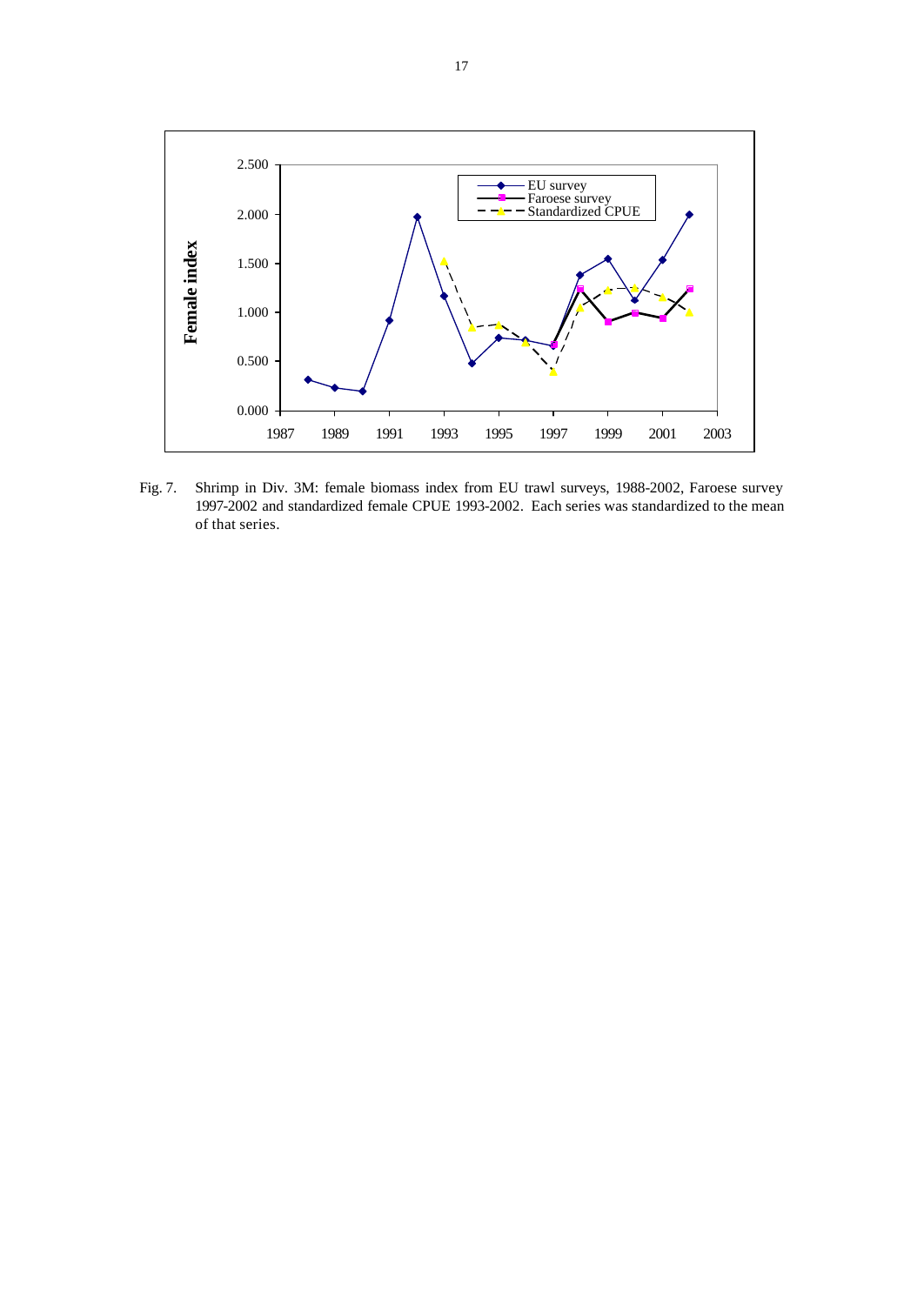2.500

2.000

1.500

1.000

0.500

0.000

Female index

1987 1989 1991 1993 1995 1997 1999 2001 2003

EU survey

Faroese survey

Standardized CPUE

Fig. 7. Shrimp in Div. 3M: female biomass index from EU trawl surveys, 1988-2002, Faroese survey 1997-2002 and standardized female CPUE 1993-2002. Each series was standardized to the mean of that series.